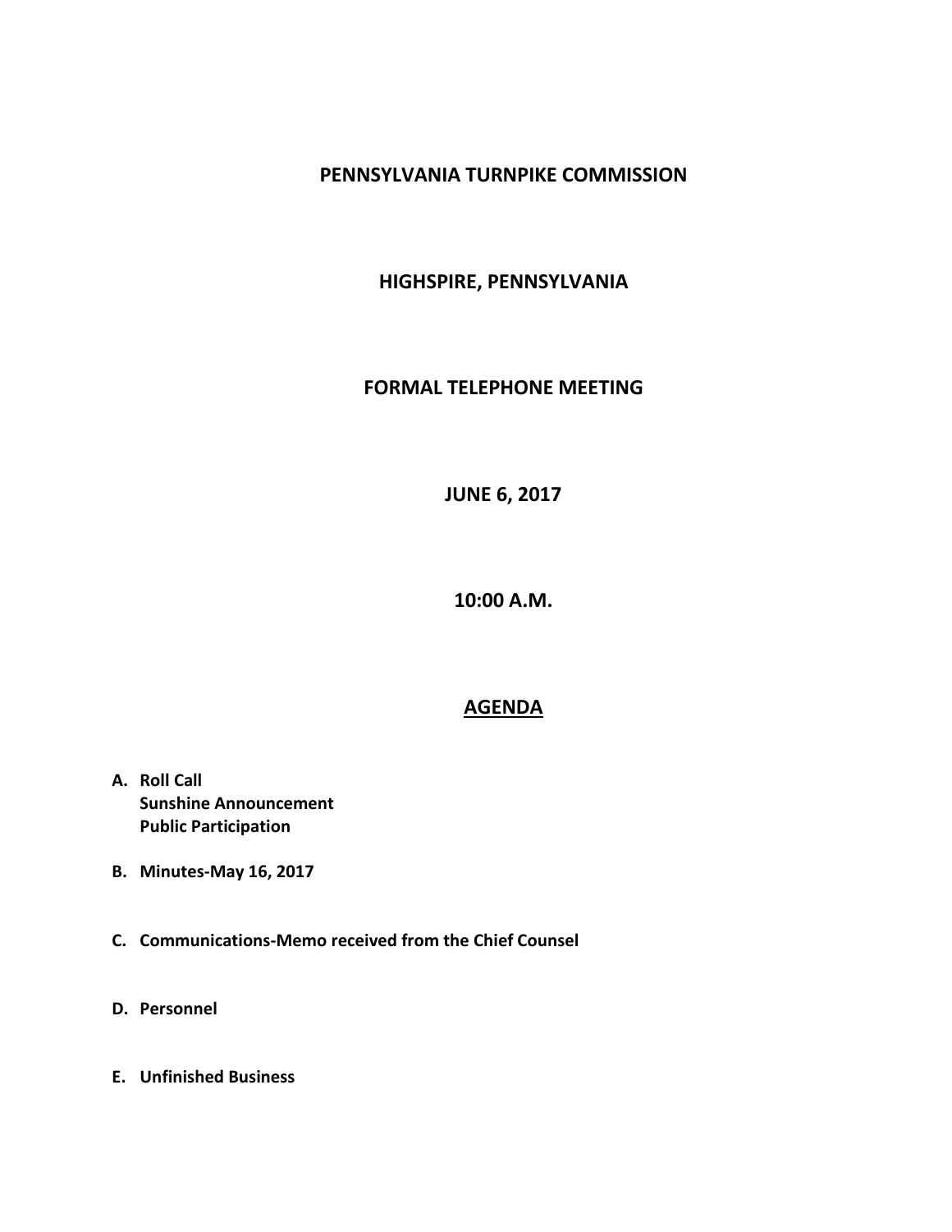# PENNSYLVANIA TURNPIKE COMMISSION

## HIGHSPIRE, PENNSYLVANIA

## FORMAL TELEPHONE MEETING

## JUNE 6, 2017

## 10:00 A.M.

## AGENDA

**A. Roll Call**
**Sunshine Announcement**
**Public Participation**

**B. Minutes-May 16, 2017**

**C. Communications-Memo received from the Chief Counsel**

**D. Personnel**

**E. Unfinished Business**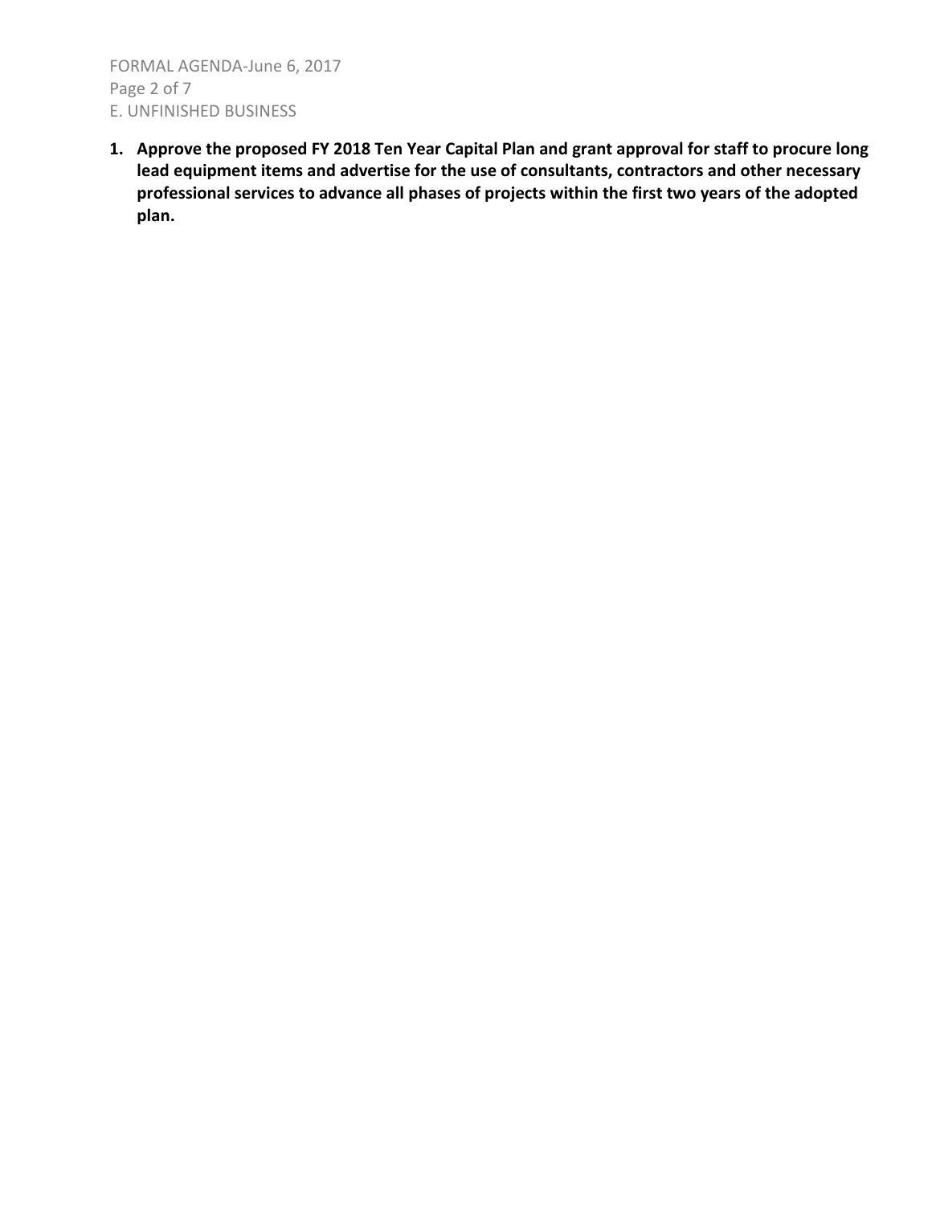## E. UNFINISHED BUSINESS

1. **Approve the proposed FY 2018 Ten Year Capital Plan and grant approval for staff to procure long lead equipment items and advertise for the use of consultants, contractors and other necessary professional services to advance all phases of projects within the first two years of the adopted plan.**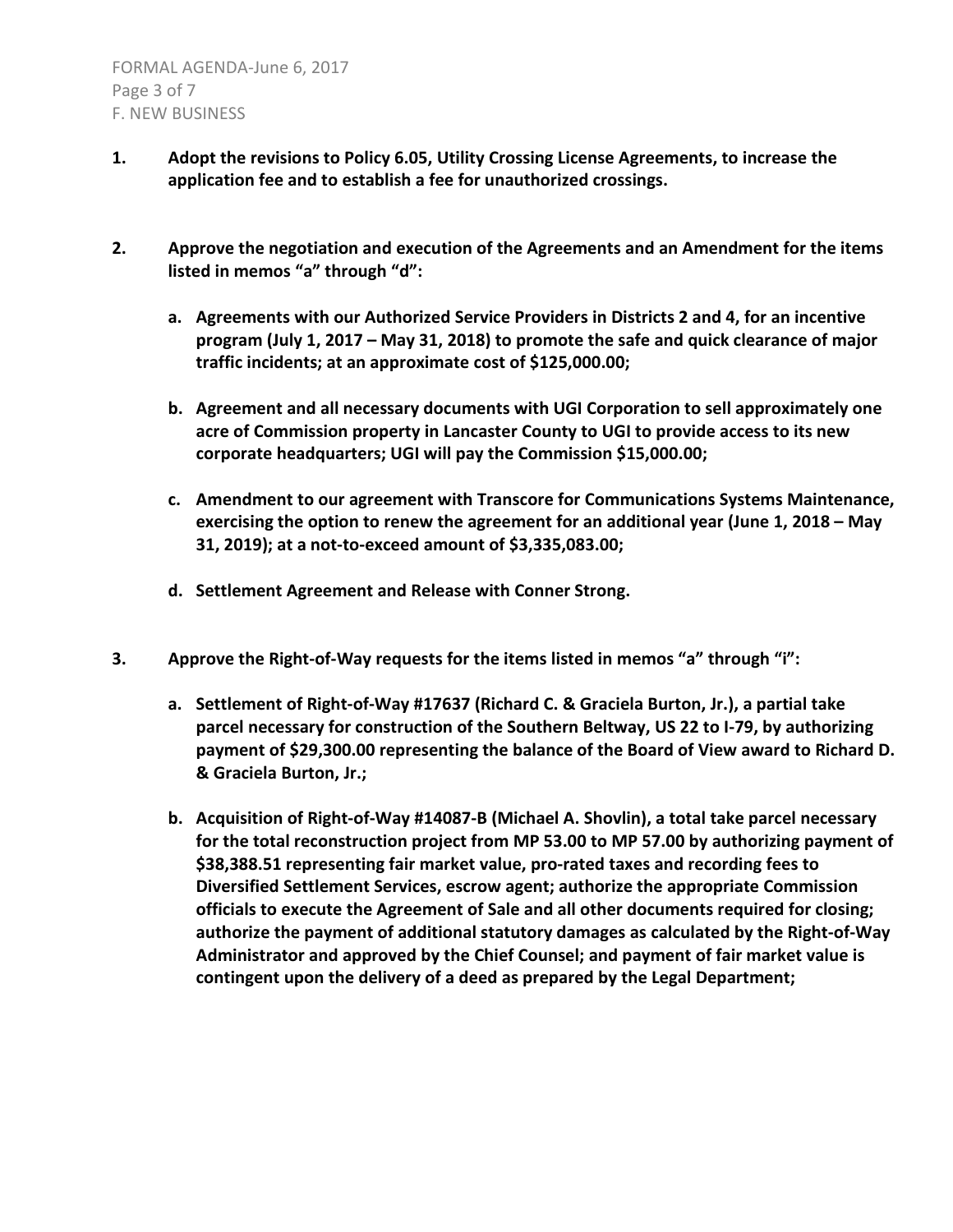F. NEW BUSINESS

1. **Adopt the revisions to Policy 6.05, Utility Crossing License Agreements, to increase the application fee and to establish a fee for unauthorized crossings.**

2. **Approve the negotiation and execution of the Agreements and an Amendment for the items listed in memos "a" through "d":**

   a. **Agreements with our Authorized Service Providers in Districts 2 and 4, for an incentive program (July 1, 2017 – May 31, 2018) to promote the safe and quick clearance of major traffic incidents; at an approximate cost of $125,000.00;**

   b. **Agreement and all necessary documents with UGI Corporation to sell approximately one acre of Commission property in Lancaster County to UGI to provide access to its new corporate headquarters; UGI will pay the Commission $15,000.00;**

   c. **Amendment to our agreement with Transcore for Communications Systems Maintenance, exercising the option to renew the agreement for an additional year (June 1, 2018 – May 31, 2019); at a not-to-exceed amount of $3,335,083.00;**

   d. **Settlement Agreement and Release with Conner Strong.**

3. **Approve the Right-of-Way requests for the items listed in memos "a" through "i":**

   a. **Settlement of Right-of-Way #17637 (Richard C. & Graciela Burton, Jr.), a partial take parcel necessary for construction of the Southern Beltway, US 22 to I-79, by authorizing payment of $29,300.00 representing the balance of the Board of View award to Richard D. & Graciela Burton, Jr.;**

   b. **Acquisition of Right-of-Way #14087-B (Michael A. Shovlin), a total take parcel necessary for the total reconstruction project from MP 53.00 to MP 57.00 by authorizing payment of $38,388.51 representing fair market value, pro-rated taxes and recording fees to Diversified Settlement Services, escrow agent; authorize the appropriate Commission officials to execute the Agreement of Sale and all other documents required for closing; authorize the payment of additional statutory damages as calculated by the Right-of-Way Administrator and approved by the Chief Counsel; and payment of fair market value is contingent upon the delivery of a deed as prepared by the Legal Department;**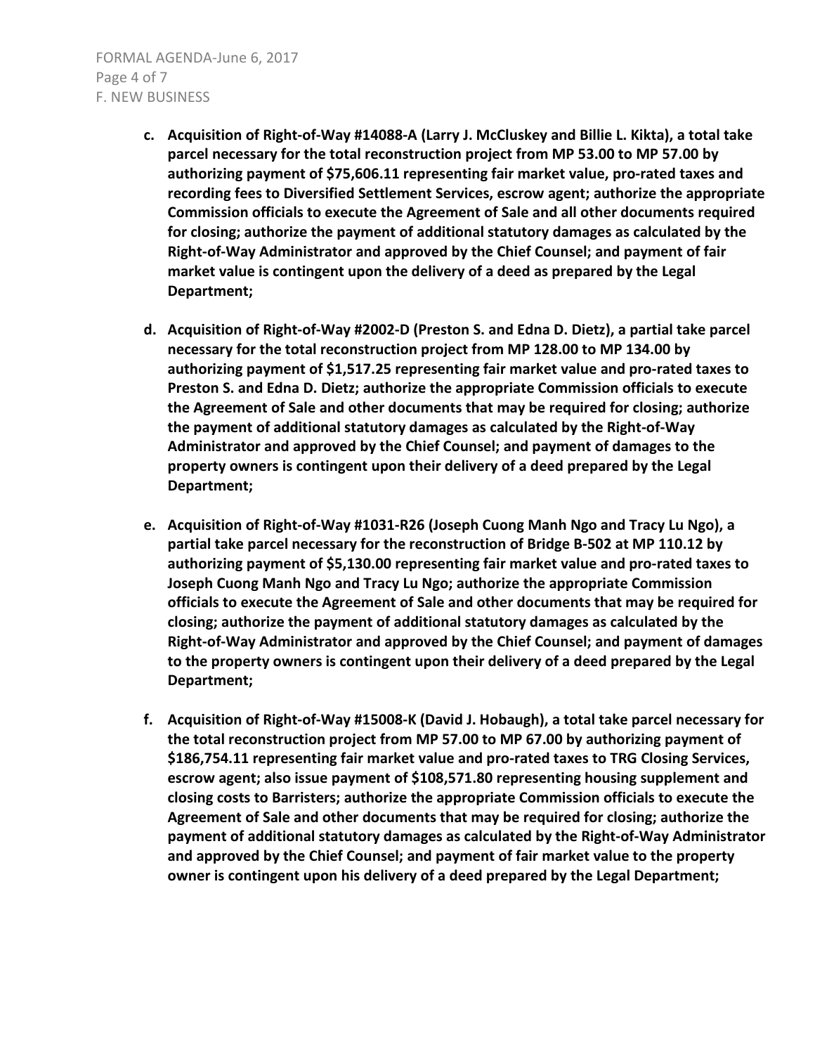- **c. Acquisition of Right-of-Way #14088-A (Larry J. McCluskey and Billie L. Kikta), a total take parcel necessary for the total reconstruction project from MP 53.00 to MP 57.00 by authorizing payment of $75,606.11 representing fair market value, pro-rated taxes and recording fees to Diversified Settlement Services, escrow agent; authorize the appropriate Commission officials to execute the Agreement of Sale and all other documents required for closing; authorize the payment of additional statutory damages as calculated by the Right-of-Way Administrator and approved by the Chief Counsel; and payment of fair market value is contingent upon the delivery of a deed as prepared by the Legal Department;**

- **d. Acquisition of Right-of-Way #2002-D (Preston S. and Edna D. Dietz), a partial take parcel necessary for the total reconstruction project from MP 128.00 to MP 134.00 by authorizing payment of $1,517.25 representing fair market value and pro-rated taxes to Preston S. and Edna D. Dietz; authorize the appropriate Commission officials to execute the Agreement of Sale and other documents that may be required for closing; authorize the payment of additional statutory damages as calculated by the Right-of-Way Administrator and approved by the Chief Counsel; and payment of damages to the property owners is contingent upon their delivery of a deed prepared by the Legal Department;**

- **e. Acquisition of Right-of-Way #1031-R26 (Joseph Cuong Manh Ngo and Tracy Lu Ngo), a partial take parcel necessary for the reconstruction of Bridge B-502 at MP 110.12 by authorizing payment of $5,130.00 representing fair market value and pro-rated taxes to Joseph Cuong Manh Ngo and Tracy Lu Ngo; authorize the appropriate Commission officials to execute the Agreement of Sale and other documents that may be required for closing; authorize the payment of additional statutory damages as calculated by the Right-of-Way Administrator and approved by the Chief Counsel; and payment of damages to the property owners is contingent upon their delivery of a deed prepared by the Legal Department;**

- **f. Acquisition of Right-of-Way #15008-K (David J. Hobaugh), a total take parcel necessary for the total reconstruction project from MP 57.00 to MP 67.00 by authorizing payment of $186,754.11 representing fair market value and pro-rated taxes to TRG Closing Services, escrow agent; also issue payment of $108,571.80 representing housing supplement and closing costs to Barristers; authorize the appropriate Commission officials to execute the Agreement of Sale and other documents that may be required for closing; authorize the payment of additional statutory damages as calculated by the Right-of-Way Administrator and approved by the Chief Counsel; and payment of fair market value to the property owner is contingent upon his delivery of a deed prepared by the Legal Department;**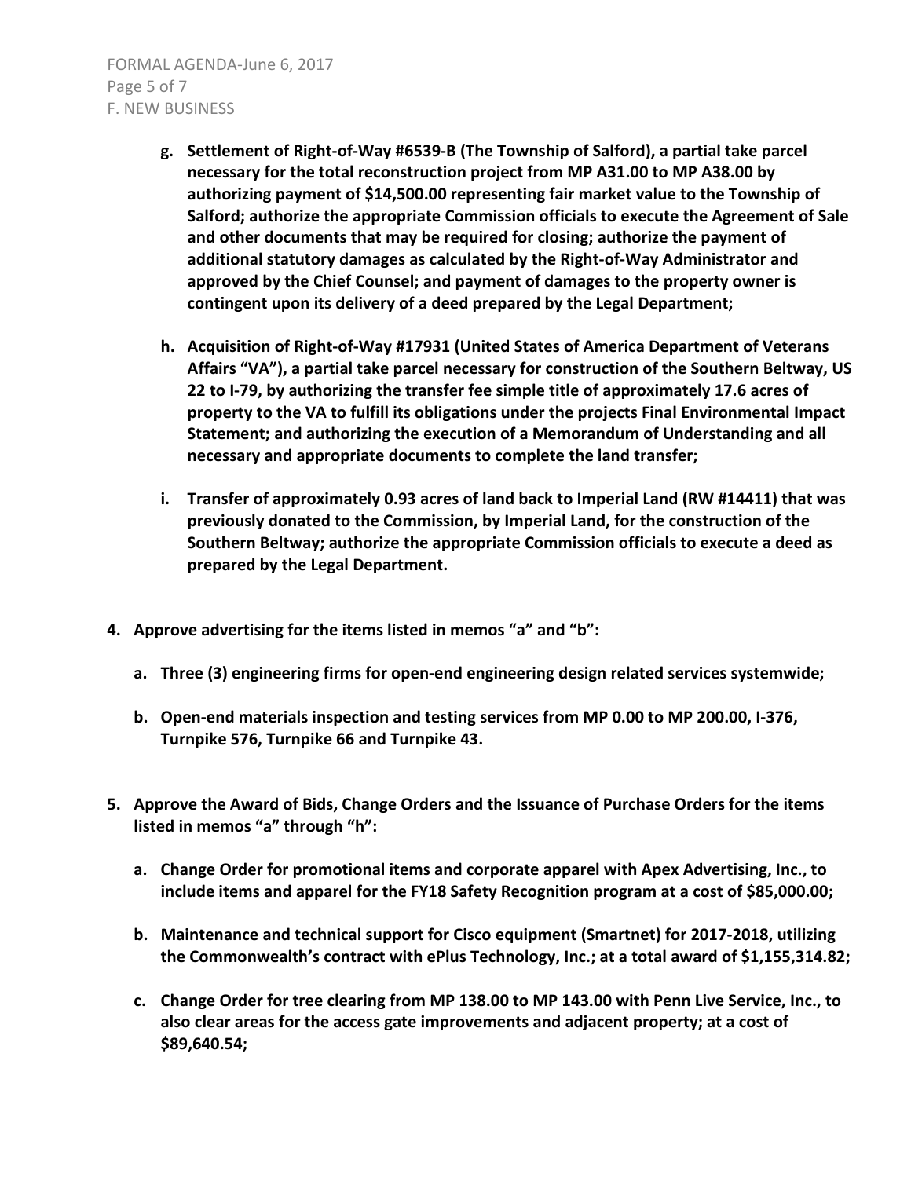g. **Settlement of Right-of-Way #6539-B (The Township of Salford), a partial take parcel necessary for the total reconstruction project from MP A31.00 to MP A38.00 by authorizing payment of $14,500.00 representing fair market value to the Township of Salford; authorize the appropriate Commission officials to execute the Agreement of Sale and other documents that may be required for closing; authorize the payment of additional statutory damages as calculated by the Right-of-Way Administrator and approved by the Chief Counsel; and payment of damages to the property owner is contingent upon its delivery of a deed prepared by the Legal Department;**

h. **Acquisition of Right-of-Way #17931 (United States of America Department of Veterans Affairs "VA"), a partial take parcel necessary for construction of the Southern Beltway, US 22 to I-79, by authorizing the transfer fee simple title of approximately 17.6 acres of property to the VA to fulfill its obligations under the projects Final Environmental Impact Statement; and authorizing the execution of a Memorandum of Understanding and all necessary and appropriate documents to complete the land transfer;**

i. **Transfer of approximately 0.93 acres of land back to Imperial Land (RW #14411) that was previously donated to the Commission, by Imperial Land, for the construction of the Southern Beltway; authorize the appropriate Commission officials to execute a deed as prepared by the Legal Department.**

4. **Approve advertising for the items listed in memos "a" and "b":**

   a. **Three (3) engineering firms for open-end engineering design related services systemwide;**

   b. **Open-end materials inspection and testing services from MP 0.00 to MP 200.00, I-376, Turnpike 576, Turnpike 66 and Turnpike 43.**

5. **Approve the Award of Bids, Change Orders and the Issuance of Purchase Orders for the items listed in memos "a" through "h":**

   a. **Change Order for promotional items and corporate apparel with Apex Advertising, Inc., to include items and apparel for the FY18 Safety Recognition program at a cost of $85,000.00;**

   b. **Maintenance and technical support for Cisco equipment (Smartnet) for 2017-2018, utilizing the Commonwealth's contract with ePlus Technology, Inc.; at a total award of $1,155,314.82;**

   c. **Change Order for tree clearing from MP 138.00 to MP 143.00 with Penn Live Service, Inc., to also clear areas for the access gate improvements and adjacent property; at a cost of $89,640.54;**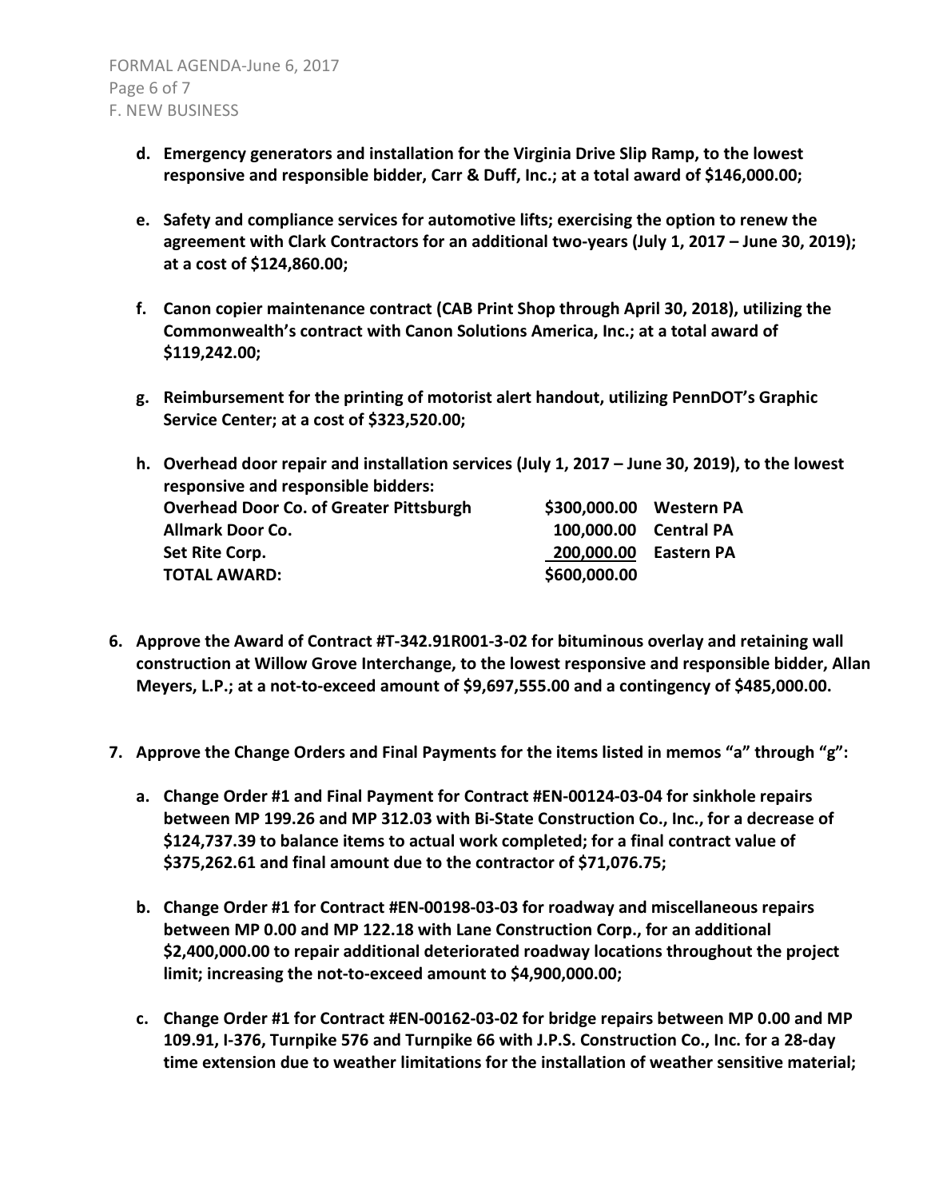**d. Emergency generators and installation for the Virginia Drive Slip Ramp, to the lowest responsive and responsible bidder, Carr & Duff, Inc.; at a total award of $146,000.00;**

**e. Safety and compliance services for automotive lifts; exercising the option to renew the agreement with Clark Contractors for an additional two-years (July 1, 2017 – June 30, 2019); at a cost of $124,860.00;**

**f. Canon copier maintenance contract (CAB Print Shop through April 30, 2018), utilizing the Commonwealth's contract with Canon Solutions America, Inc.; at a total award of $119,242.00;**

**g. Reimbursement for the printing of motorist alert handout, utilizing PennDOT's Graphic Service Center; at a cost of $323,520.00;**

**h. Overhead door repair and installation services (July 1, 2017 – June 30, 2019), to the lowest responsive and responsible bidders:**

| | | |
|---|---|---|
| **Overhead Door Co. of Greater Pittsburgh** | **$300,000.00** | **Western PA** |
| **Allmark Door Co.** | **100,000.00** | **Central PA** |
| **Set Rite Corp.** | **200,000.00** | **Eastern PA** |
| **TOTAL AWARD:** | **$600,000.00** | |

**6. Approve the Award of Contract #T-342.91R001-3-02 for bituminous overlay and retaining wall construction at Willow Grove Interchange, to the lowest responsive and responsible bidder, Allan Meyers, L.P.; at a not-to-exceed amount of $9,697,555.00 and a contingency of $485,000.00.**

**7. Approve the Change Orders and Final Payments for the items listed in memos "a" through "g":**

**a. Change Order #1 and Final Payment for Contract #EN-00124-03-04 for sinkhole repairs between MP 199.26 and MP 312.03 with Bi-State Construction Co., Inc., for a decrease of $124,737.39 to balance items to actual work completed; for a final contract value of $375,262.61 and final amount due to the contractor of $71,076.75;**

**b. Change Order #1 for Contract #EN-00198-03-03 for roadway and miscellaneous repairs between MP 0.00 and MP 122.18 with Lane Construction Corp., for an additional $2,400,000.00 to repair additional deteriorated roadway locations throughout the project limit; increasing the not-to-exceed amount to $4,900,000.00;**

**c. Change Order #1 for Contract #EN-00162-03-02 for bridge repairs between MP 0.00 and MP 109.91, I-376, Turnpike 576 and Turnpike 66 with J.P.S. Construction Co., Inc. for a 28-day time extension due to weather limitations for the installation of weather sensitive material;**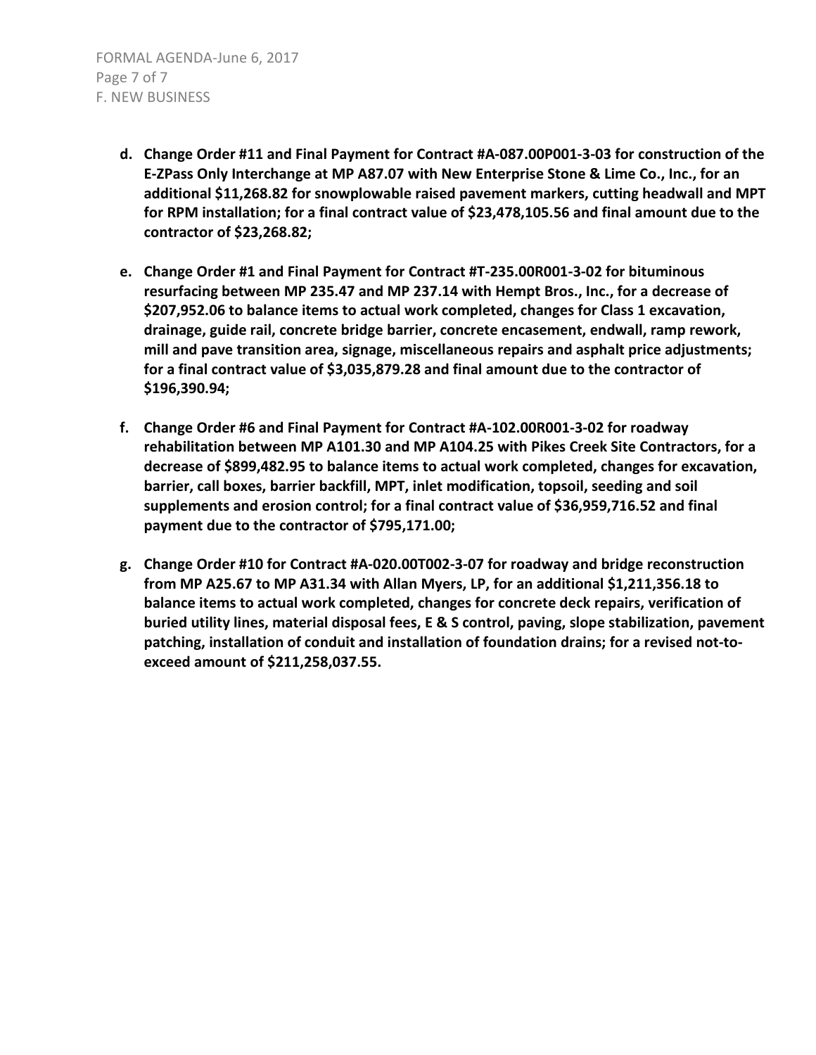**d. Change Order #11 and Final Payment for Contract #A-087.00P001-3-03 for construction of the E-ZPass Only Interchange at MP A87.07 with New Enterprise Stone & Lime Co., Inc., for an additional $11,268.82 for snowplowable raised pavement markers, cutting headwall and MPT for RPM installation; for a final contract value of $23,478,105.56 and final amount due to the contractor of $23,268.82;**

**e. Change Order #1 and Final Payment for Contract #T-235.00R001-3-02 for bituminous resurfacing between MP 235.47 and MP 237.14 with Hempt Bros., Inc., for a decrease of $207,952.06 to balance items to actual work completed, changes for Class 1 excavation, drainage, guide rail, concrete bridge barrier, concrete encasement, endwall, ramp rework, mill and pave transition area, signage, miscellaneous repairs and asphalt price adjustments; for a final contract value of $3,035,879.28 and final amount due to the contractor of $196,390.94;**

**f. Change Order #6 and Final Payment for Contract #A-102.00R001-3-02 for roadway rehabilitation between MP A101.30 and MP A104.25 with Pikes Creek Site Contractors, for a decrease of $899,482.95 to balance items to actual work completed, changes for excavation, barrier, call boxes, barrier backfill, MPT, inlet modification, topsoil, seeding and soil supplements and erosion control; for a final contract value of $36,959,716.52 and final payment due to the contractor of $795,171.00;**

**g. Change Order #10 for Contract #A-020.00T002-3-07 for roadway and bridge reconstruction from MP A25.67 to MP A31.34 with Allan Myers, LP, for an additional $1,211,356.18 to balance items to actual work completed, changes for concrete deck repairs, verification of buried utility lines, material disposal fees, E & S control, paving, slope stabilization, pavement patching, installation of conduit and installation of foundation drains; for a revised not-to-exceed amount of $211,258,037.55.**